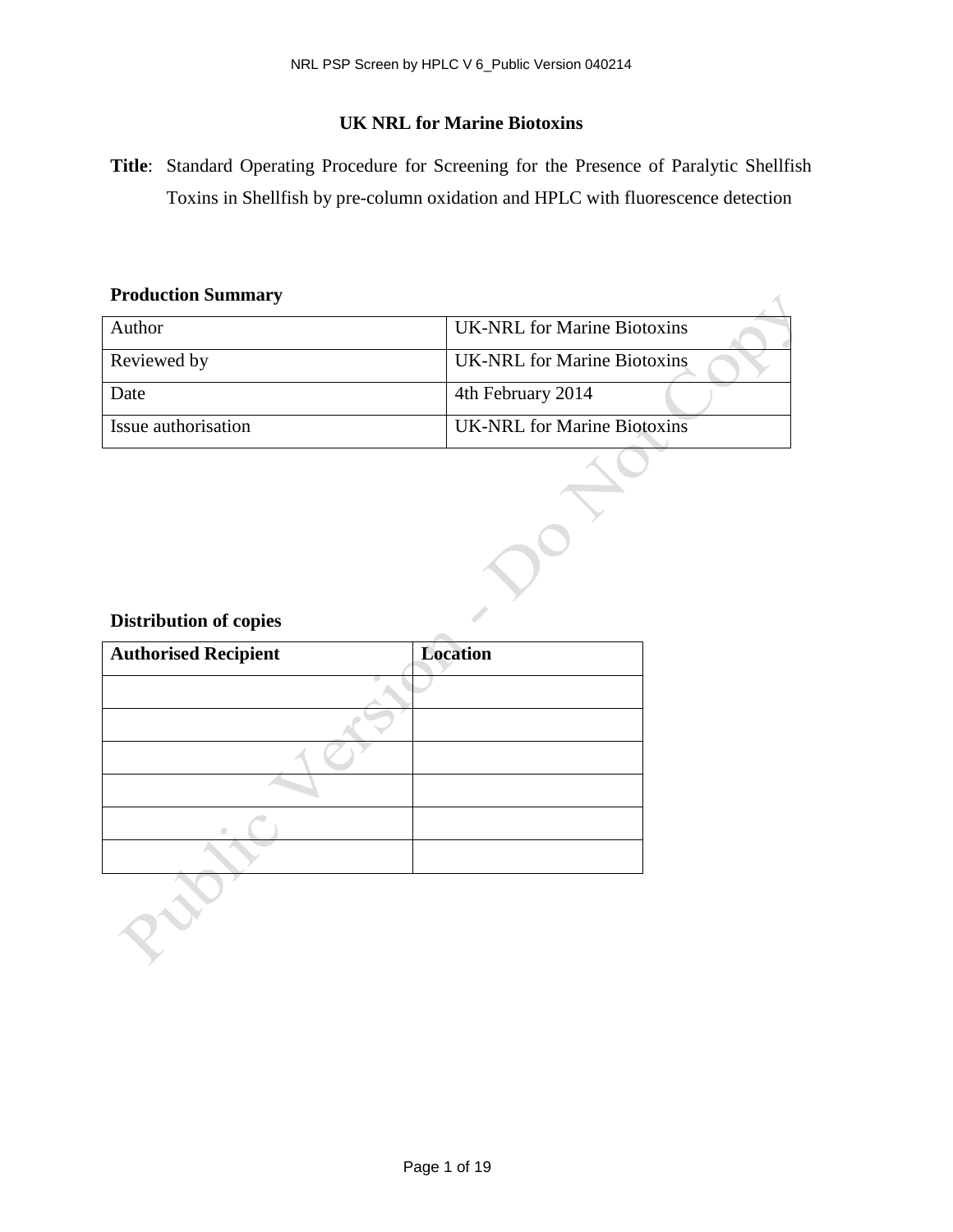# UK NRL for Marine Biotoxins

**Title**: Standard Operating Procedure for Screening for the Presence of Paralytic Shellfish Toxins in Shellfish by pre-column oxidation and HPLC with fluorescence detection

**Production Summary**

| | |
|---|---|
| Author | UK-NRL for Marine Biotoxins |
| Reviewed by | UK-NRL for Marine Biotoxins |
| Date | 4th February 2014 |
| Issue authorisation | UK-NRL for Marine Biotoxins |

**Distribution of copies**

| Authorised Recipient | Location |
|---|---|
| | |
| | |
| | |
| | |
| | |
| | |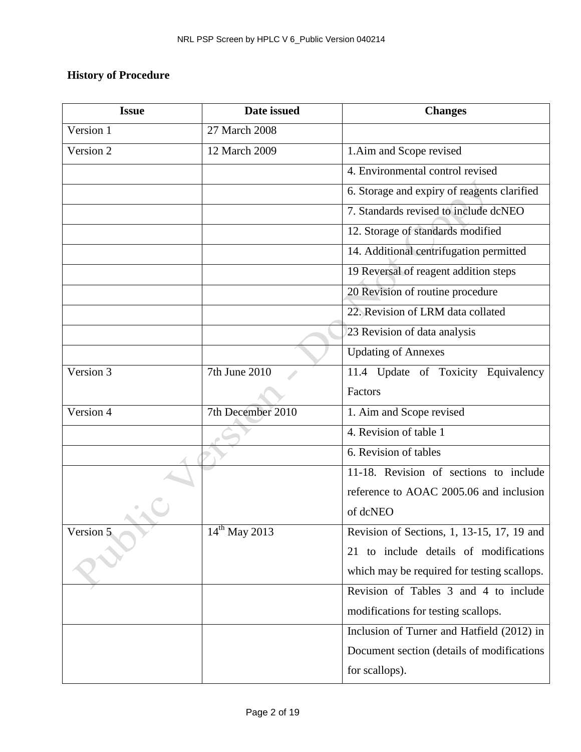**History of Procedure**

| Issue | Date issued | Changes |
|---|---|---|
| Version 1 | 27 March 2008 | |
| Version 2 | 12 March 2009 | 1.Aim and Scope revised |
| | | 4. Environmental control revised |
| | | 6. Storage and expiry of reagents clarified |
| | | 7. Standards revised to include dcNEO |
| | | 12. Storage of standards modified |
| | | 14. Additional centrifugation permitted |
| | | 19 Reversal of reagent addition steps |
| | | 20 Revision of routine procedure |
| | | 22. Revision of LRM data collated |
| | | 23 Revision of data analysis |
| | | Updating of Annexes |
| Version 3 | 7th June 2010 | 11.4 Update of Toxicity Equivalency Factors |
| Version 4 | 7th December 2010 | 1. Aim and Scope revised |
| | | 4. Revision of table 1 |
| | | 6. Revision of tables |
| | | 11-18. Revision of sections to include reference to AOAC 2005.06 and inclusion of dcNEO |
| Version 5 | 14th May 2013 | Revision of Sections, 1, 13-15, 17, 19 and 21 to include details of modifications which may be required for testing scallops. |
| | | Revision of Tables 3 and 4 to include modifications for testing scallops. |
| | | Inclusion of Turner and Hatfield (2012) in Document section (details of modifications for scallops). |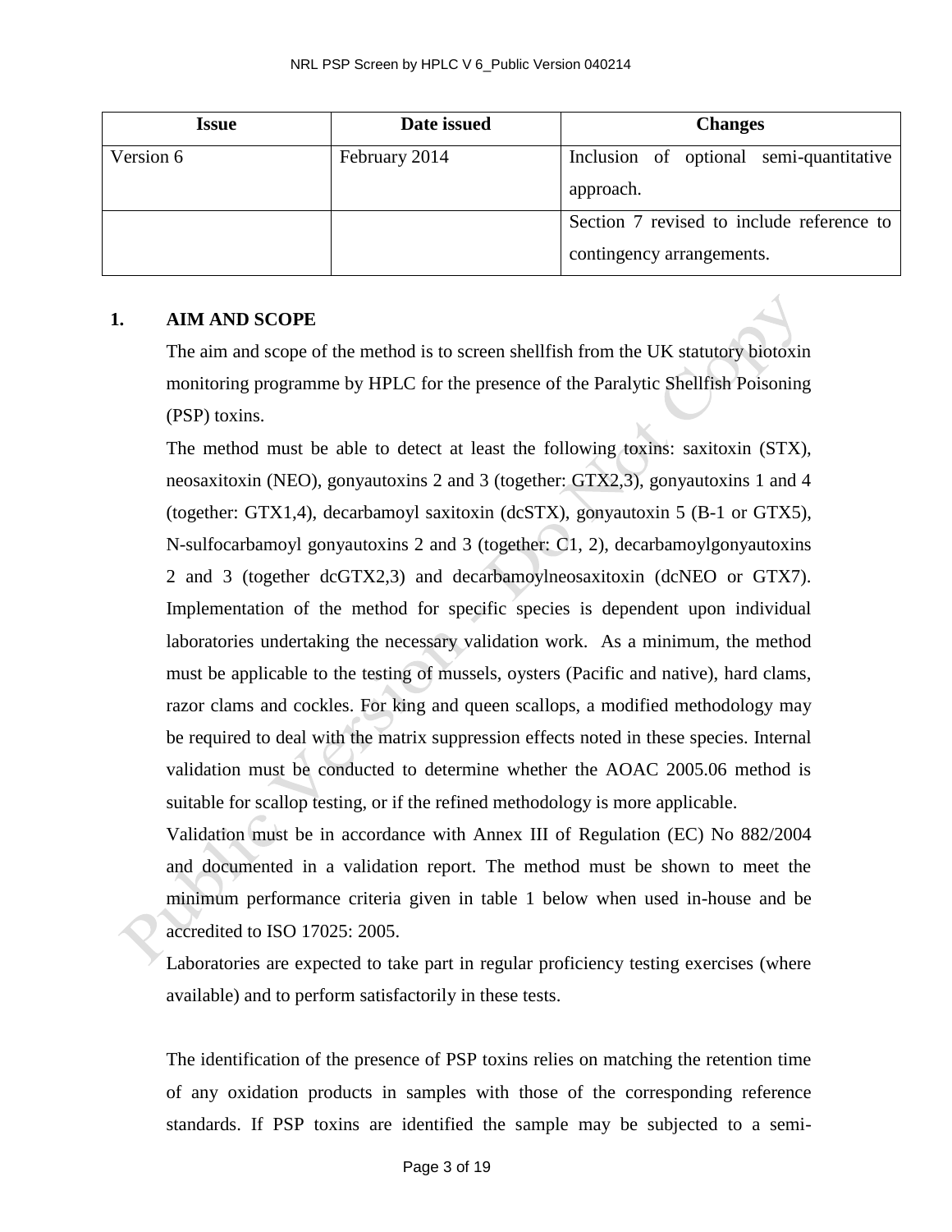| Issue | Date issued | Changes |
|---|---|---|
| Version 6 | February 2014 | Inclusion of optional semi-quantitative approach. |
| | | Section 7 revised to include reference to contingency arrangements. |

## 1. AIM AND SCOPE

The aim and scope of the method is to screen shellfish from the UK statutory biotoxin monitoring programme by HPLC for the presence of the Paralytic Shellfish Poisoning (PSP) toxins.

The method must be able to detect at least the following toxins: saxitoxin (STX), neosaxitoxin (NEO), gonyautoxins 2 and 3 (together: GTX2,3), gonyautoxins 1 and 4 (together: GTX1,4), decarbamoyl saxitoxin (dcSTX), gonyautoxin 5 (B-1 or GTX5), N-sulfocarbamoyl gonyautoxins 2 and 3 (together: C1, 2), decarbamoylgonyautoxins 2 and 3 (together dcGTX2,3) and decarbamoylneosaxitoxin (dcNEO or GTX7). Implementation of the method for specific species is dependent upon individual laboratories undertaking the necessary validation work. As a minimum, the method must be applicable to the testing of mussels, oysters (Pacific and native), hard clams, razor clams and cockles. For king and queen scallops, a modified methodology may be required to deal with the matrix suppression effects noted in these species. Internal validation must be conducted to determine whether the AOAC 2005.06 method is suitable for scallop testing, or if the refined methodology is more applicable.

Validation must be in accordance with Annex III of Regulation (EC) No 882/2004 and documented in a validation report. The method must be shown to meet the minimum performance criteria given in table 1 below when used in-house and be accredited to ISO 17025: 2005.

Laboratories are expected to take part in regular proficiency testing exercises (where available) and to perform satisfactorily in these tests.

The identification of the presence of PSP toxins relies on matching the retention time of any oxidation products in samples with those of the corresponding reference standards. If PSP toxins are identified the sample may be subjected to a semi-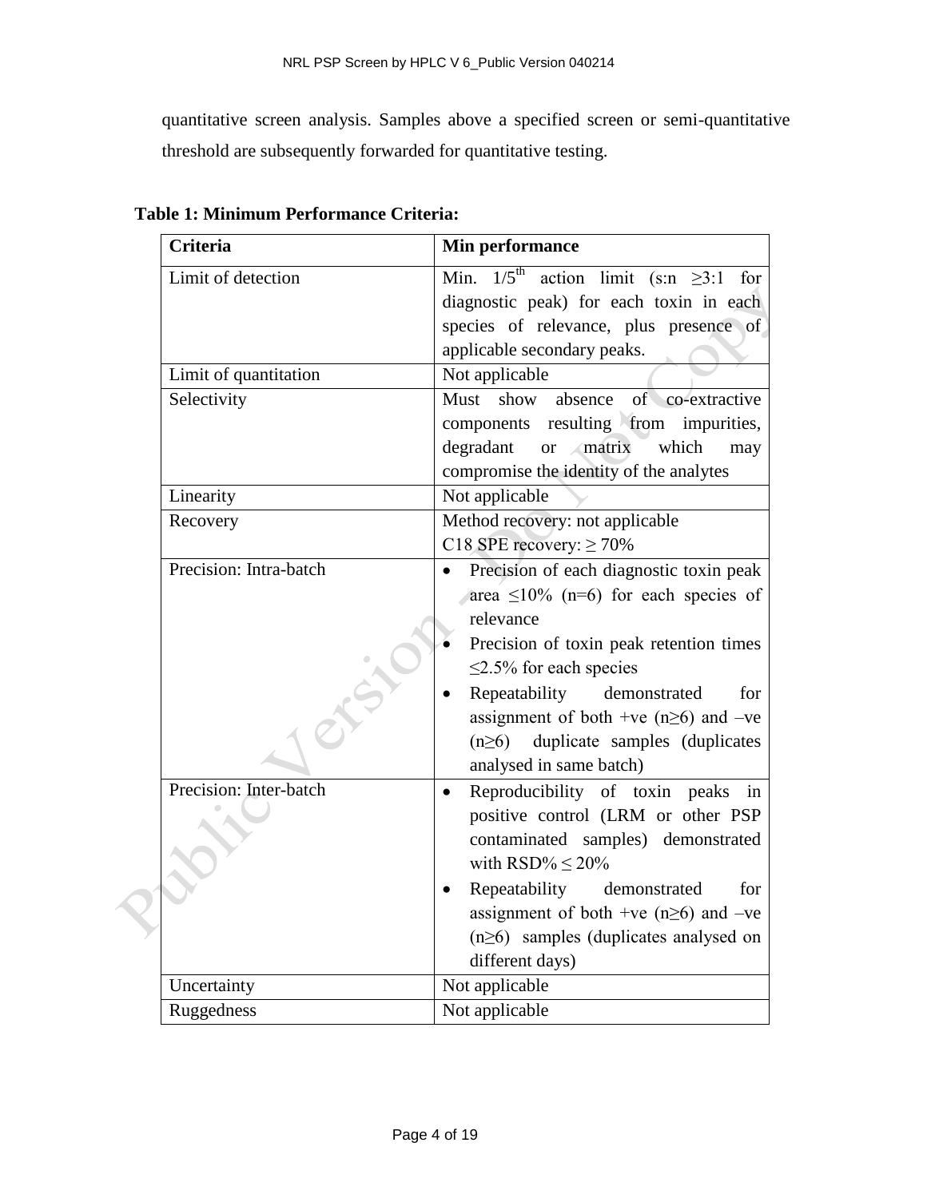quantitative screen analysis. Samples above a specified screen or semi-quantitative threshold are subsequently forwarded for quantitative testing.

**Table 1: Minimum Performance Criteria:**

| Criteria | Min performance |
|---|---|
| Limit of detection | Min. $1/5^{th}$ action limit (s:n ≥3:1 for diagnostic peak) for each toxin in each species of relevance, plus presence of applicable secondary peaks. |
| Limit of quantitation | Not applicable |
| Selectivity | Must show absence of co-extractive components resulting from impurities, degradant or matrix which may compromise the identity of the analytes |
| Linearity | Not applicable |
| Recovery | Method recovery: not applicable<br>C18 SPE recovery: ≥ 70% |
| Precision: Intra-batch | • Precision of each diagnostic toxin peak area ≤10% (n=6) for each species of relevance<br>• Precision of toxin peak retention times ≤2.5% for each species<br>• Repeatability demonstrated for assignment of both +ve (n≥6) and –ve (n≥6) duplicate samples (duplicates analysed in same batch) |
| Precision: Inter-batch | • Reproducibility of toxin peaks in positive control (LRM or other PSP contaminated samples) demonstrated with RSD% ≤ 20%<br>• Repeatability demonstrated for assignment of both +ve (n≥6) and –ve (n≥6) samples (duplicates analysed on different days) |
| Uncertainty | Not applicable |
| Ruggedness | Not applicable |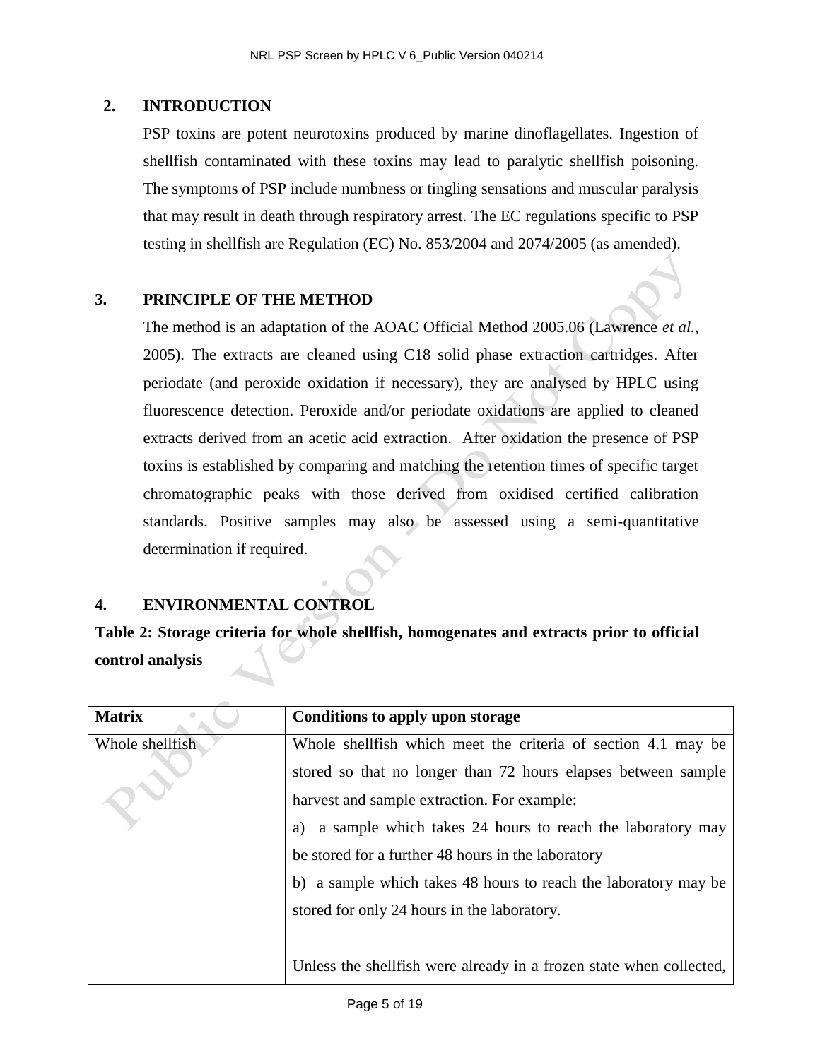## 2. INTRODUCTION

PSP toxins are potent neurotoxins produced by marine dinoflagellates. Ingestion of shellfish contaminated with these toxins may lead to paralytic shellfish poisoning. The symptoms of PSP include numbness or tingling sensations and muscular paralysis that may result in death through respiratory arrest. The EC regulations specific to PSP testing in shellfish are Regulation (EC) No. 853/2004 and 2074/2005 (as amended).

## 3. PRINCIPLE OF THE METHOD

The method is an adaptation of the AOAC Official Method 2005.06 (Lawrence *et al.*, 2005). The extracts are cleaned using C18 solid phase extraction cartridges. After periodate (and peroxide oxidation if necessary), they are analysed by HPLC using fluorescence detection. Peroxide and/or periodate oxidations are applied to cleaned extracts derived from an acetic acid extraction. After oxidation the presence of PSP toxins is established by comparing and matching the retention times of specific target chromatographic peaks with those derived from oxidised certified calibration standards. Positive samples may also be assessed using a semi-quantitative determination if required.

## 4. ENVIRONMENTAL CONTROL

**Table 2: Storage criteria for whole shellfish, homogenates and extracts prior to official control analysis**

| Matrix | Conditions to apply upon storage |
|---|---|
| Whole shellfish | Whole shellfish which meet the criteria of section 4.1 may be stored so that no longer than 72 hours elapses between sample harvest and sample extraction. For example:<br>a) a sample which takes 24 hours to reach the laboratory may be stored for a further 48 hours in the laboratory<br>b) a sample which takes 48 hours to reach the laboratory may be stored for only 24 hours in the laboratory.<br><br>Unless the shellfish were already in a frozen state when collected, |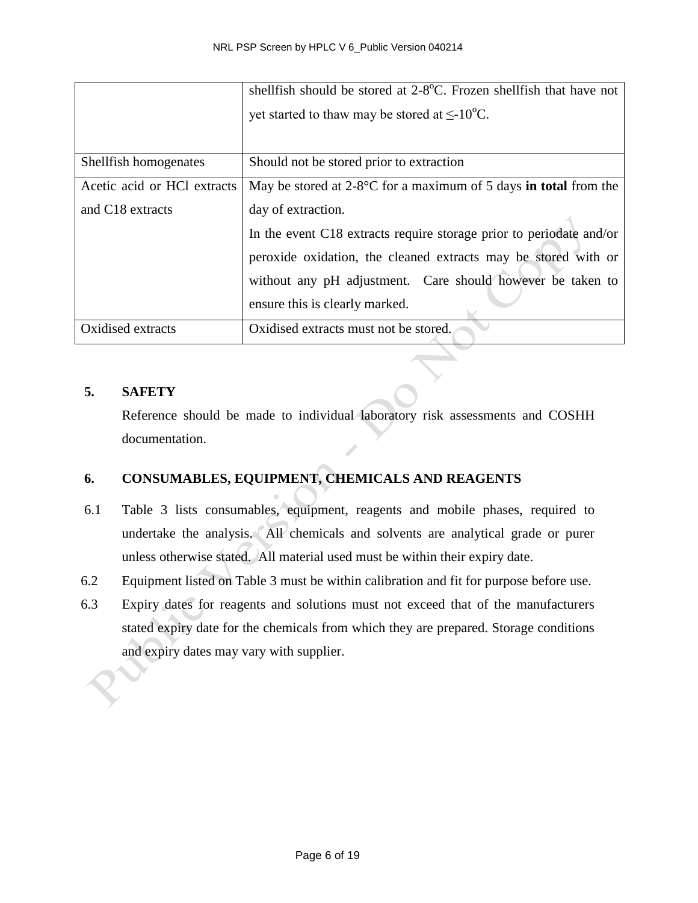| | |
|---|---|
| | shellfish should be stored at 2-8$^{o}$C. Frozen shellfish that have not yet started to thaw may be stored at ≤-10$^{o}$C. |
| Shellfish homogenates | Should not be stored prior to extraction |
| Acetic acid or HCl extracts and C18 extracts | May be stored at 2-8°C for a maximum of 5 days **in total** from the day of extraction. In the event C18 extracts require storage prior to periodate and/or peroxide oxidation, the cleaned extracts may be stored with or without any pH adjustment. Care should however be taken to ensure this is clearly marked. |
| Oxidised extracts | Oxidised extracts must not be stored. |

## 5. SAFETY

Reference should be made to individual laboratory risk assessments and COSHH documentation.

## 6. CONSUMABLES, EQUIPMENT, CHEMICALS AND REAGENTS

6.1 Table 3 lists consumables, equipment, reagents and mobile phases, required to undertake the analysis. All chemicals and solvents are analytical grade or purer unless otherwise stated. All material used must be within their expiry date.

6.2 Equipment listed on Table 3 must be within calibration and fit for purpose before use.

6.3 Expiry dates for reagents and solutions must not exceed that of the manufacturers stated expiry date for the chemicals from which they are prepared. Storage conditions and expiry dates may vary with supplier.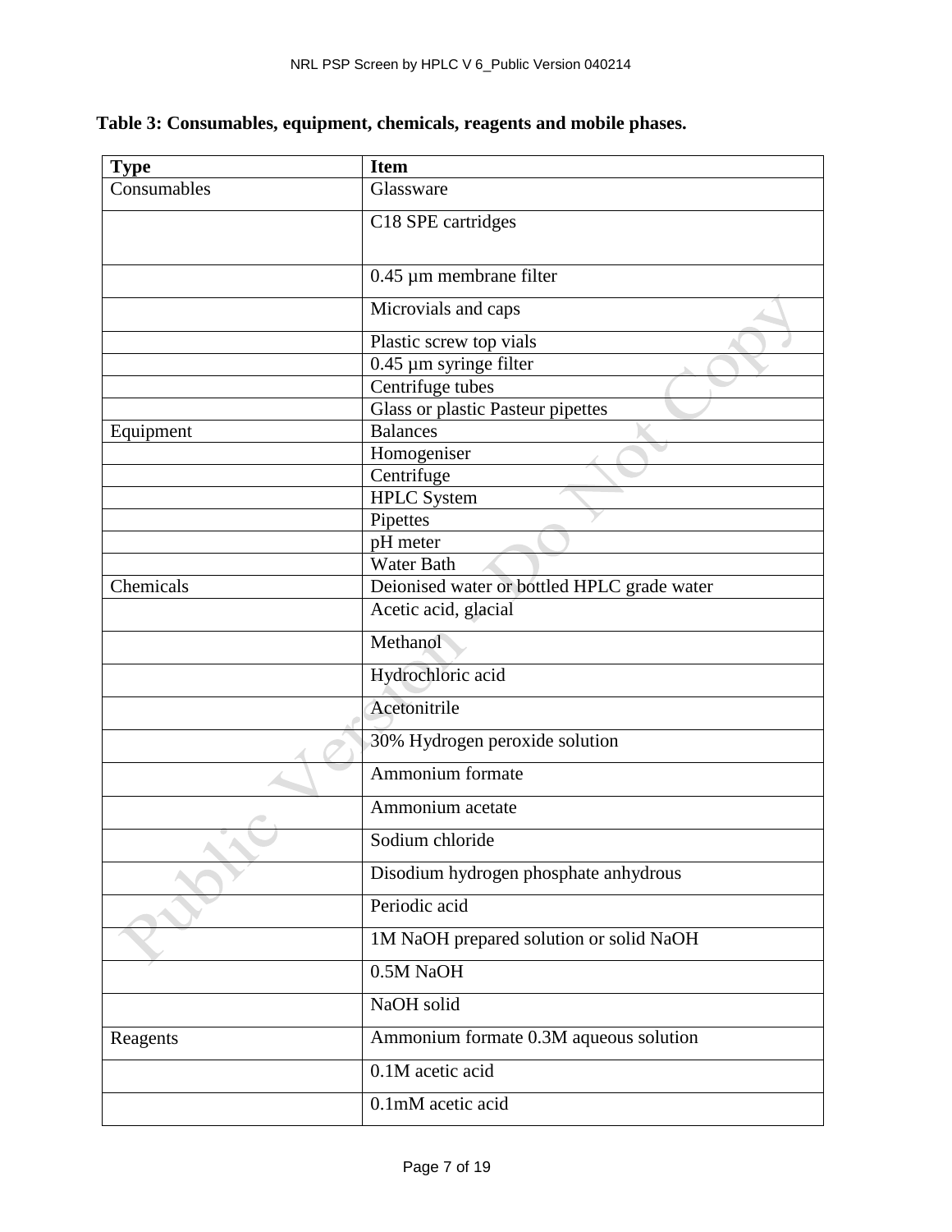**Table 3: Consumables, equipment, chemicals, reagents and mobile phases.**

| Type | Item |
| --- | --- |
| Consumables | Glassware |
| | C18 SPE cartridges |
| | 0.45 µm membrane filter |
| | Microvials and caps |
| | Plastic screw top vials |
| | 0.45 µm syringe filter |
| | Centrifuge tubes |
| | Glass or plastic Pasteur pipettes |
| Equipment | Balances |
| | Homogeniser |
| | Centrifuge |
| | HPLC System |
| | Pipettes |
| | pH meter |
| | Water Bath |
| Chemicals | Deionised water or bottled HPLC grade water |
| | Acetic acid, glacial |
| | Methanol |
| | Hydrochloric acid |
| | Acetonitrile |
| | 30% Hydrogen peroxide solution |
| | Ammonium formate |
| | Ammonium acetate |
| | Sodium chloride |
| | Disodium hydrogen phosphate anhydrous |
| | Periodic acid |
| | 1M NaOH prepared solution or solid NaOH |
| | 0.5M NaOH |
| | NaOH solid |
| Reagents | Ammonium formate 0.3M aqueous solution |
| | 0.1M acetic acid |
| | 0.1mM acetic acid |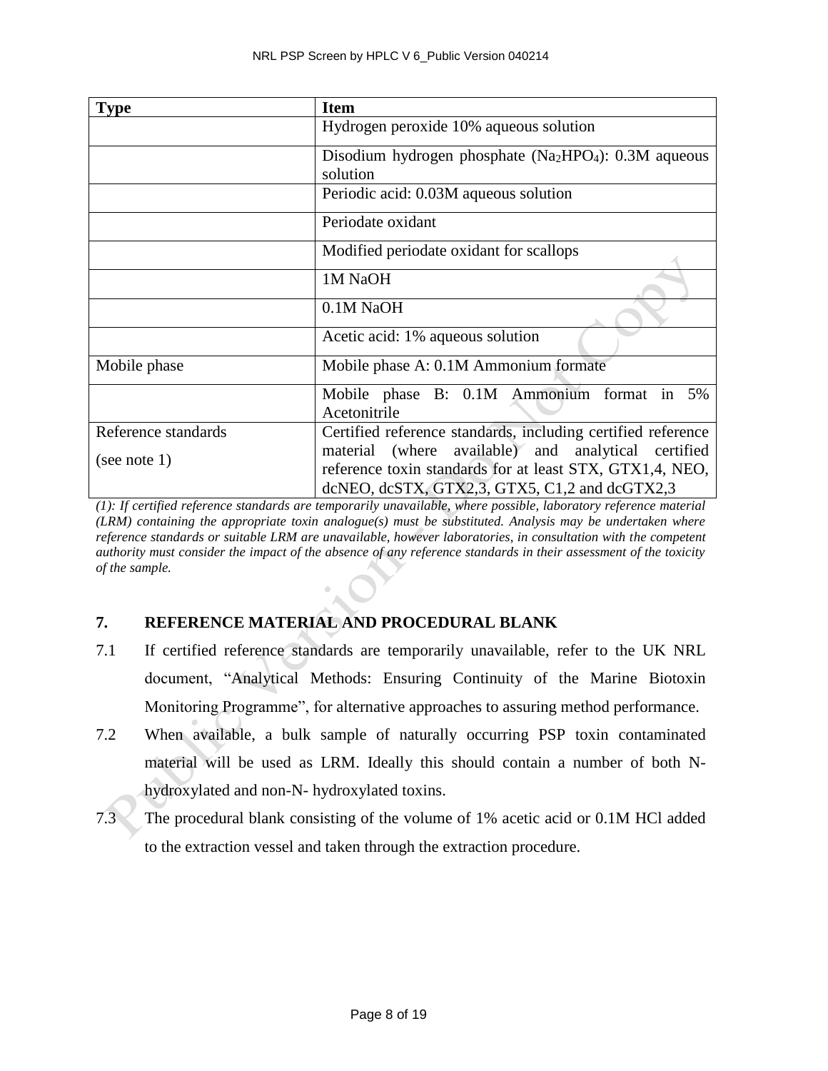| Type | Item |
|---|---|
| | Hydrogen peroxide 10% aqueous solution |
| | Disodium hydrogen phosphate ($Na_2HPO_4$): 0.3M aqueous solution |
| | Periodic acid: 0.03M aqueous solution |
| | Periodate oxidant |
| | Modified periodate oxidant for scallops |
| | 1M NaOH |
| | 0.1M NaOH |
| | Acetic acid: 1% aqueous solution |
| Mobile phase | Mobile phase A: 0.1M Ammonium formate |
| | Mobile phase B: 0.1M Ammonium format in 5% Acetonitrile |
| Reference standards (see note 1) | Certified reference standards, including certified reference material (where available) and analytical certified reference toxin standards for at least STX, GTX1,4, NEO, dcNEO, dcSTX, GTX2,3, GTX5, C1,2 and dcGTX2,3 |

*(1): If certified reference standards are temporarily unavailable, where possible, laboratory reference material (LRM) containing the appropriate toxin analogue(s) must be substituted. Analysis may be undertaken where reference standards or suitable LRM are unavailable, however laboratories, in consultation with the competent authority must consider the impact of the absence of any reference standards in their assessment of the toxicity of the sample.*

## 7. REFERENCE MATERIAL AND PROCEDURAL BLANK

7.1 If certified reference standards are temporarily unavailable, refer to the UK NRL document, "Analytical Methods: Ensuring Continuity of the Marine Biotoxin Monitoring Programme", for alternative approaches to assuring method performance.

7.2 When available, a bulk sample of naturally occurring PSP toxin contaminated material will be used as LRM. Ideally this should contain a number of both N-hydroxylated and non-N- hydroxylated toxins.

7.3 The procedural blank consisting of the volume of 1% acetic acid or 0.1M HCl added to the extraction vessel and taken through the extraction procedure.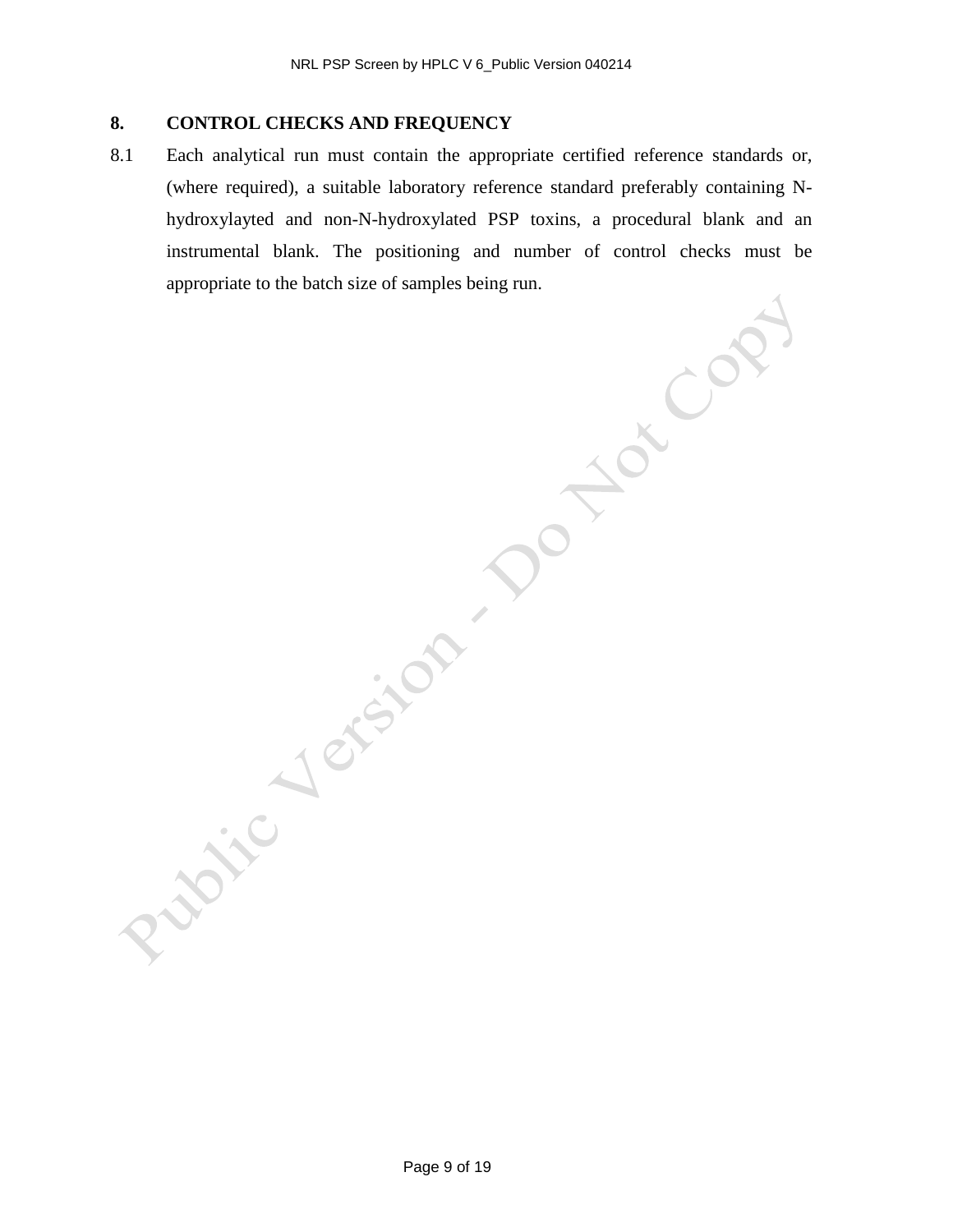## 8. CONTROL CHECKS AND FREQUENCY

8.1 Each analytical run must contain the appropriate certified reference standards or, (where required), a suitable laboratory reference standard preferably containing N-hydroxylayted and non-N-hydroxylated PSP toxins, a procedural blank and an instrumental blank. The positioning and number of control checks must be appropriate to the batch size of samples being run.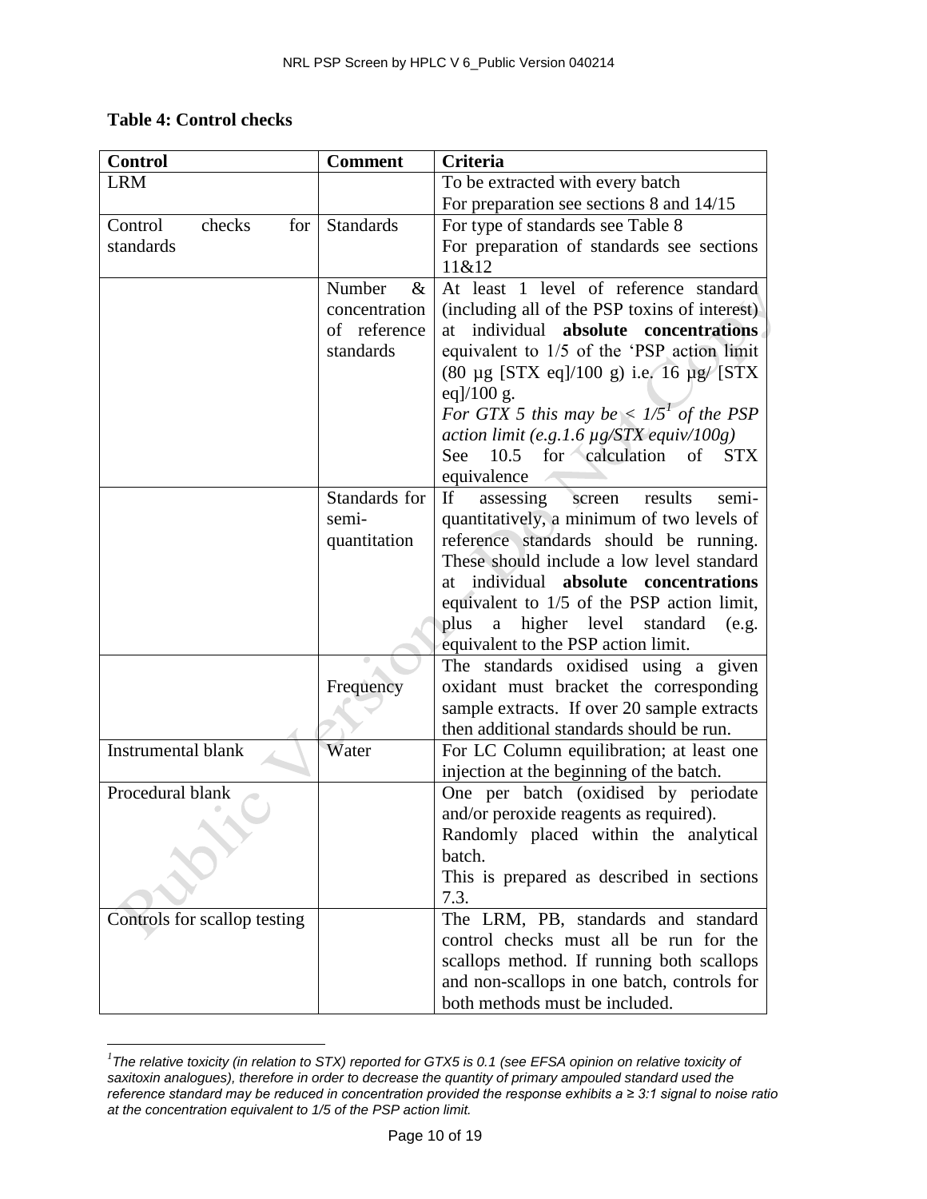**Table 4: Control checks**

| Control | Comment | Criteria |
|---|---|---|
| LRM | | To be extracted with every batch<br>For preparation see sections 8 and 14/15 |
| Control checks for standards | Standards | For type of standards see Table 8<br>For preparation of standards see sections 11&12 |
| | Number & concentration of reference standards | At least 1 level of reference standard (including all of the PSP toxins of interest) at individual **absolute concentrations** equivalent to 1/5 of the 'PSP action limit (80 µg [STX eq]/100 g) i.e. 16 µg/ [STX eq]/100 g.<br>*For GTX 5 this may be < 1/5[1] of the PSP action limit (e.g.1.6 µg/STX equiv/100g)*<br>See 10.5 for calculation of STX equivalence |
| | Standards for semi-quantitation | If assessing screen results semi-quantitatively, a minimum of two levels of reference standards should be running. These should include a low level standard at individual **absolute concentrations** equivalent to 1/5 of the PSP action limit, plus a higher level standard (e.g. equivalent to the PSP action limit. |
| | Frequency | The standards oxidised using a given oxidant must bracket the corresponding sample extracts. If over 20 sample extracts then additional standards should be run. |
| Instrumental blank | Water | For LC Column equilibration; at least one injection at the beginning of the batch. |
| Procedural blank | | One per batch (oxidised by periodate and/or peroxide reagents as required).<br>Randomly placed within the analytical batch.<br>This is prepared as described in sections 7.3. |
| Controls for scallop testing | | The LRM, PB, standards and standard control checks must all be run for the scallops method. If running both scallops and non-scallops in one batch, controls for both methods must be included. |

[1] *The relative toxicity (in relation to STX) reported for GTX5 is 0.1 (see EFSA opinion on relative toxicity of saxitoxin analogues), therefore in order to decrease the quantity of primary ampouled standard used the reference standard may be reduced in concentration provided the response exhibits a ≥ 3:1 signal to noise ratio at the concentration equivalent to 1/5 of the PSP action limit.*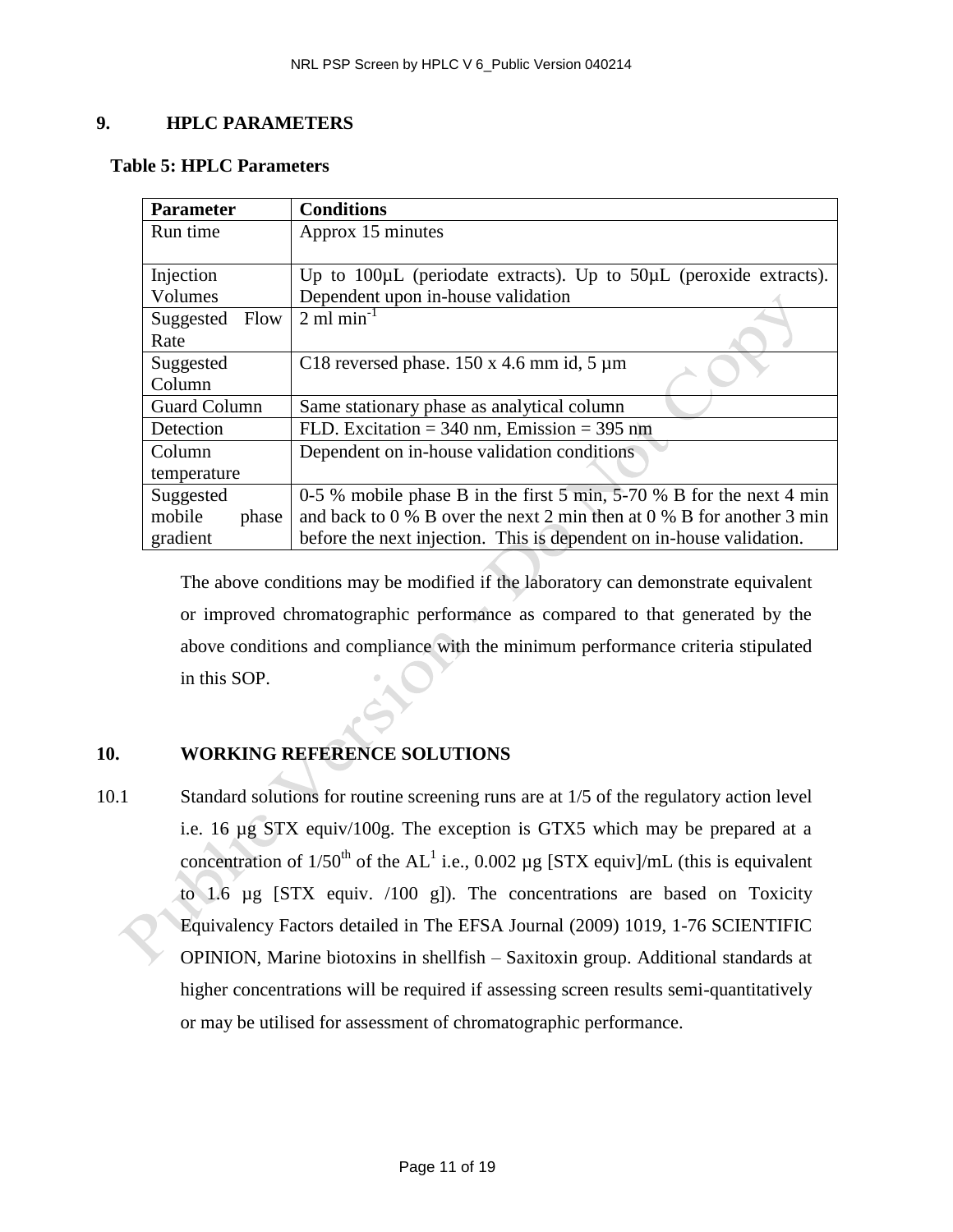## 9. HPLC PARAMETERS

**Table 5: HPLC Parameters**

| **Parameter** | **Conditions** |
|---|---|
| Run time | Approx 15 minutes |
| Injection Volumes | Up to 100µL (periodate extracts). Up to 50µL (peroxide extracts). Dependent upon in-house validation |
| Suggested Flow Rate | 2 ml $min^{-1}$ |
| Suggested Column | C18 reversed phase. 150 x 4.6 mm id, 5 µm |
| Guard Column | Same stationary phase as analytical column |
| Detection | FLD. Excitation = 340 nm, Emission = 395 nm |
| Column temperature | Dependent on in-house validation conditions |
| Suggested mobile phase gradient | 0-5 % mobile phase B in the first 5 min, 5-70 % B for the next 4 min and back to 0 % B over the next 2 min then at 0 % B for another 3 min before the next injection. This is dependent on in-house validation. |

The above conditions may be modified if the laboratory can demonstrate equivalent or improved chromatographic performance as compared to that generated by the above conditions and compliance with the minimum performance criteria stipulated in this SOP.

## 10. WORKING REFERENCE SOLUTIONS

10.1 Standard solutions for routine screening runs are at 1/5 of the regulatory action level i.e. 16 µg STX equiv/100g. The exception is GTX5 which may be prepared at a concentration of $1/50^{th}$ of the AL[1] i.e., 0.002 µg [STX equiv]/mL (this is equivalent to 1.6 µg [STX equiv. /100 g]). The concentrations are based on Toxicity Equivalency Factors detailed in The EFSA Journal (2009) 1019, 1-76 SCIENTIFIC OPINION, Marine biotoxins in shellfish – Saxitoxin group. Additional standards at higher concentrations will be required if assessing screen results semi-quantitatively or may be utilised for assessment of chromatographic performance.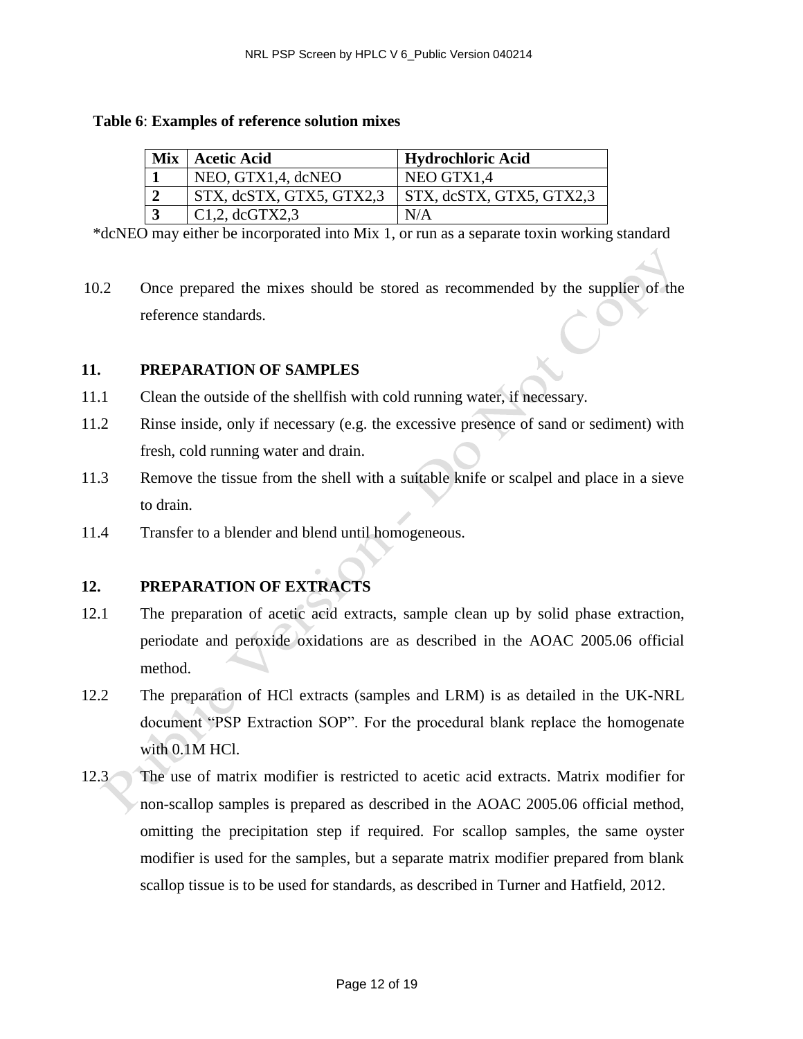**Table 6**: **Examples of reference solution mixes**

| Mix | Acetic Acid | Hydrochloric Acid |
| --- | --- | --- |
| **1** | NEO, GTX1,4, dcNEO | NEO GTX1,4 |
| **2** | STX, dcSTX, GTX5, GTX2,3 | STX, dcSTX, GTX5, GTX2,3 |
| **3** | C1,2, dcGTX2,3 | N/A |

*dcNEO may either be incorporated into Mix 1, or run as a separate toxin working standard

10.2 Once prepared the mixes should be stored as recommended by the supplier of the reference standards.

## 11. PREPARATION OF SAMPLES

11.1 Clean the outside of the shellfish with cold running water, if necessary.

11.2 Rinse inside, only if necessary (e.g. the excessive presence of sand or sediment) with fresh, cold running water and drain.

11.3 Remove the tissue from the shell with a suitable knife or scalpel and place in a sieve to drain.

11.4 Transfer to a blender and blend until homogeneous.

## 12. PREPARATION OF EXTRACTS

12.1 The preparation of acetic acid extracts, sample clean up by solid phase extraction, periodate and peroxide oxidations are as described in the AOAC 2005.06 official method.

12.2 The preparation of HCl extracts (samples and LRM) is as detailed in the UK-NRL document "PSP Extraction SOP". For the procedural blank replace the homogenate with 0.1M HCl.

12.3 The use of matrix modifier is restricted to acetic acid extracts. Matrix modifier for non-scallop samples is prepared as described in the AOAC 2005.06 official method, omitting the precipitation step if required. For scallop samples, the same oyster modifier is used for the samples, but a separate matrix modifier prepared from blank scallop tissue is to be used for standards, as described in Turner and Hatfield, 2012.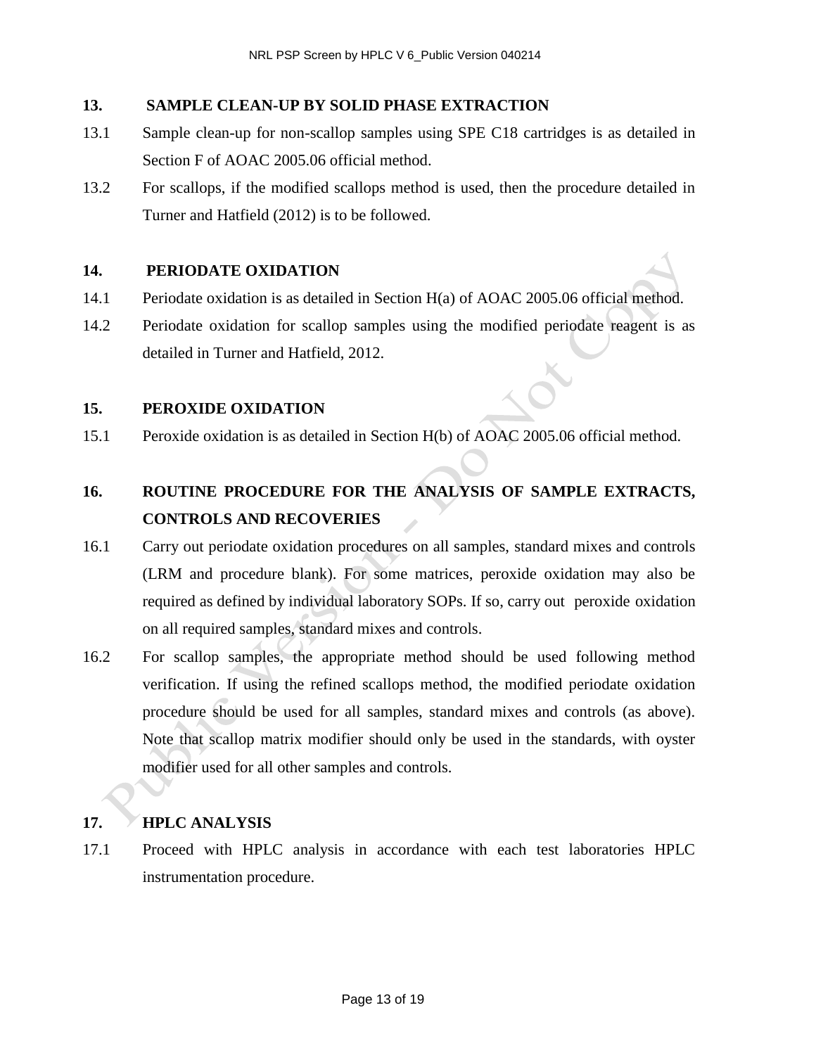## 13. SAMPLE CLEAN-UP BY SOLID PHASE EXTRACTION

13.1 Sample clean-up for non-scallop samples using SPE C18 cartridges is as detailed in Section F of AOAC 2005.06 official method.

13.2 For scallops, if the modified scallops method is used, then the procedure detailed in Turner and Hatfield (2012) is to be followed.

## 14. PERIODATE OXIDATION

14.1 Periodate oxidation is as detailed in Section H(a) of AOAC 2005.06 official method.

14.2 Periodate oxidation for scallop samples using the modified periodate reagent is as detailed in Turner and Hatfield, 2012.

## 15. PEROXIDE OXIDATION

15.1 Peroxide oxidation is as detailed in Section H(b) of AOAC 2005.06 official method.

## 16. ROUTINE PROCEDURE FOR THE ANALYSIS OF SAMPLE EXTRACTS, CONTROLS AND RECOVERIES

16.1 Carry out periodate oxidation procedures on all samples, standard mixes and controls (LRM and procedure blank). For some matrices, peroxide oxidation may also be required as defined by individual laboratory SOPs. If so, carry out peroxide oxidation on all required samples, standard mixes and controls.

16.2 For scallop samples, the appropriate method should be used following method verification. If using the refined scallops method, the modified periodate oxidation procedure should be used for all samples, standard mixes and controls (as above). Note that scallop matrix modifier should only be used in the standards, with oyster modifier used for all other samples and controls.

## 17. HPLC ANALYSIS

17.1 Proceed with HPLC analysis in accordance with each test laboratories HPLC instrumentation procedure.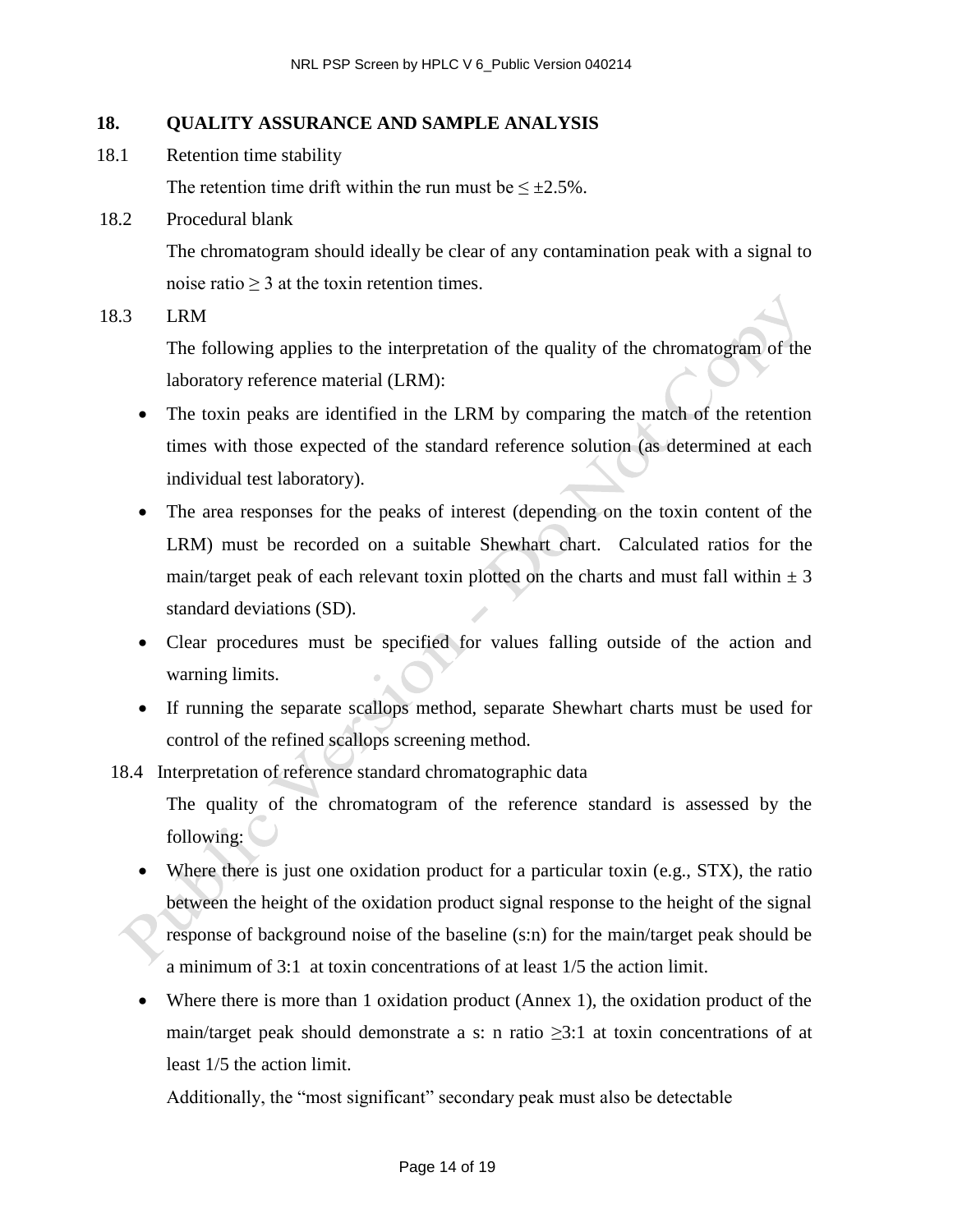## 18. QUALITY ASSURANCE AND SAMPLE ANALYSIS

18.1 Retention time stability

The retention time drift within the run must be $\leq \pm 2.5\%$.

18.2 Procedural blank

The chromatogram should ideally be clear of any contamination peak with a signal to noise ratio $\geq 3$ at the toxin retention times.

18.3 LRM

The following applies to the interpretation of the quality of the chromatogram of the laboratory reference material (LRM):

- The toxin peaks are identified in the LRM by comparing the match of the retention times with those expected of the standard reference solution (as determined at each individual test laboratory).
- The area responses for the peaks of interest (depending on the toxin content of the LRM) must be recorded on a suitable Shewhart chart. Calculated ratios for the main/target peak of each relevant toxin plotted on the charts and must fall within $\pm$ 3 standard deviations (SD).
- Clear procedures must be specified for values falling outside of the action and warning limits.
- If running the separate scallops method, separate Shewhart charts must be used for control of the refined scallops screening method.

18.4 Interpretation of reference standard chromatographic data

The quality of the chromatogram of the reference standard is assessed by the following:

- Where there is just one oxidation product for a particular toxin (e.g., STX), the ratio between the height of the oxidation product signal response to the height of the signal response of background noise of the baseline (s:n) for the main/target peak should be a minimum of 3:1 at toxin concentrations of at least 1/5 the action limit.
- Where there is more than 1 oxidation product (Annex 1), the oxidation product of the main/target peak should demonstrate a s: n ratio $\geq$3:1 at toxin concentrations of at least 1/5 the action limit.

  Additionally, the "most significant" secondary peak must also be detectable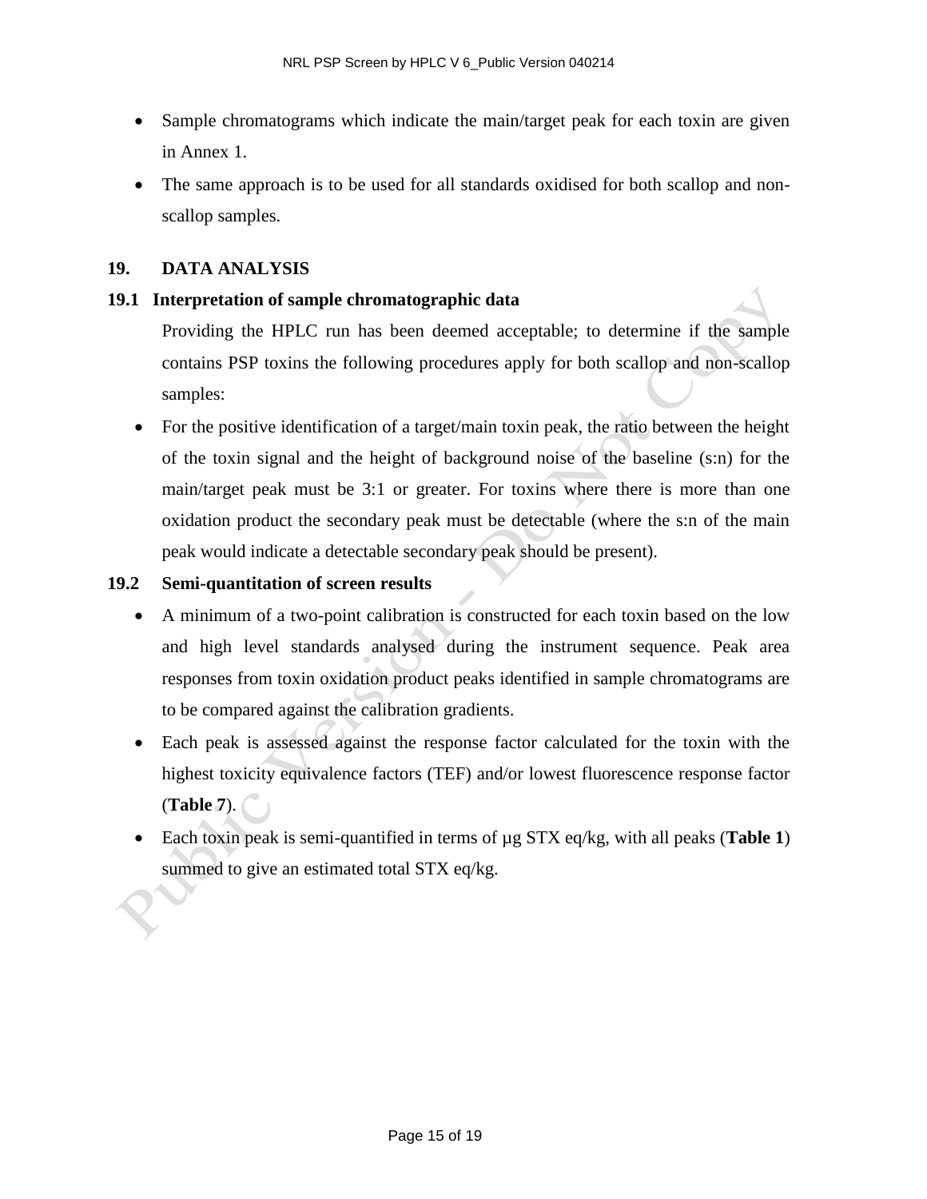- Sample chromatograms which indicate the main/target peak for each toxin are given in Annex 1.
- The same approach is to be used for all standards oxidised for both scallop and non-scallop samples.

## 19. DATA ANALYSIS

### 19.1 Interpretation of sample chromatographic data

Providing the HPLC run has been deemed acceptable; to determine if the sample contains PSP toxins the following procedures apply for both scallop and non-scallop samples:

- For the positive identification of a target/main toxin peak, the ratio between the height of the toxin signal and the height of background noise of the baseline (s:n) for the main/target peak must be 3:1 or greater. For toxins where there is more than one oxidation product the secondary peak must be detectable (where the s:n of the main peak would indicate a detectable secondary peak should be present).

### 19.2 Semi-quantitation of screen results

- A minimum of a two-point calibration is constructed for each toxin based on the low and high level standards analysed during the instrument sequence. Peak area responses from toxin oxidation product peaks identified in sample chromatograms are to be compared against the calibration gradients.
- Each peak is assessed against the response factor calculated for the toxin with the highest toxicity equivalence factors (TEF) and/or lowest fluorescence response factor (**Table 7**).
- Each toxin peak is semi-quantified in terms of µg STX eq/kg, with all peaks (**Table 1**) summed to give an estimated total STX eq/kg.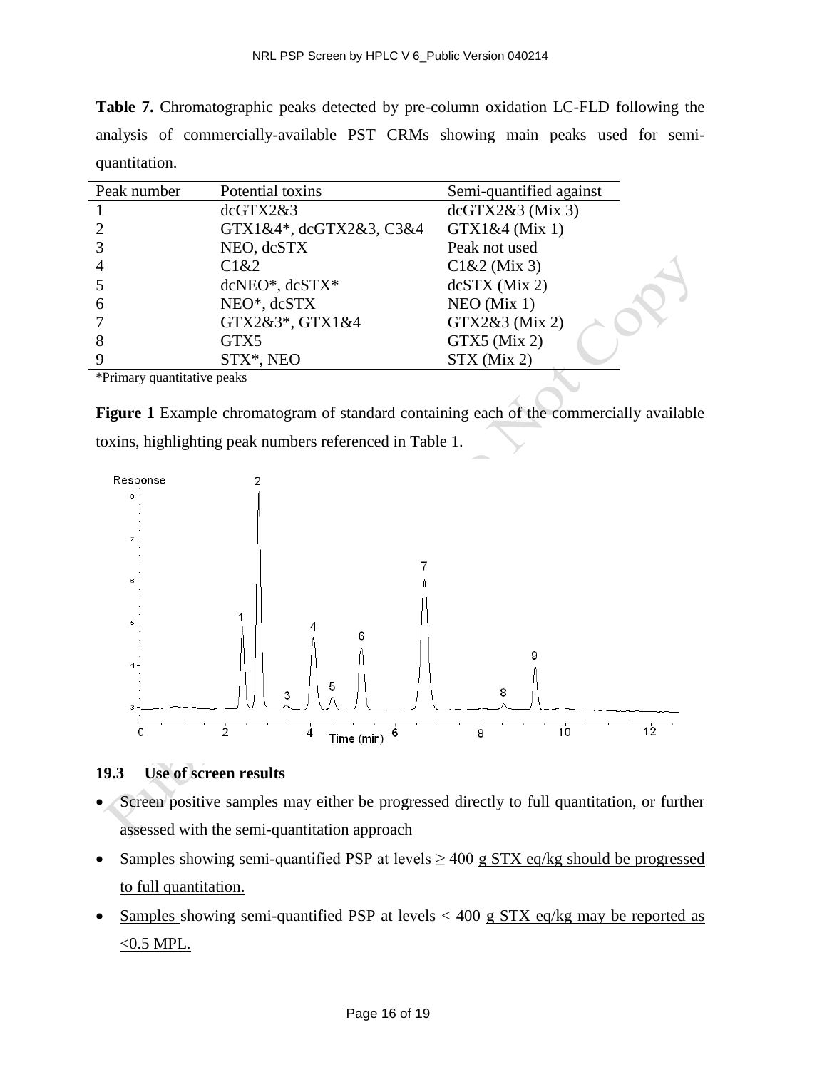**Table 7.** Chromatographic peaks detected by pre-column oxidation LC-FLD following the analysis of commercially-available PST CRMs showing main peaks used for semi-quantitation.

| Peak number | Potential toxins | Semi-quantified against |
|---|---|---|
| 1 | dcGTX2&3 | dcGTX2&3 (Mix 3) |
| 2 | GTX1&4*, dcGTX2&3, C3&4 | GTX1&4 (Mix 1) |
| 3 | NEO, dcSTX | Peak not used |
| 4 | C1&2 | C1&2 (Mix 3) |
| 5 | dcNEO*, dcSTX* | dcSTX (Mix 2) |
| 6 | NEO*, dcSTX | NEO (Mix 1) |
| 7 | GTX2&3*, GTX1&4 | GTX2&3 (Mix 2) |
| 8 | GTX5 | GTX5 (Mix 2) |
| 9 | STX*, NEO | STX (Mix 2) |

*Primary quantitative peaks

**Figure 1** Example chromatogram of standard containing each of the commercially available toxins, highlighting peak numbers referenced in Table 1.

### 19.3 Use of screen results

- Screen positive samples may either be progressed directly to full quantitation, or further assessed with the semi-quantitation approach
- Samples showing semi-quantified PSP at levels ≥ 400 g STX eq/kg should be progressed to full quantitation.
- Samples showing semi-quantified PSP at levels < 400 g STX eq/kg may be reported as <0.5 MPL.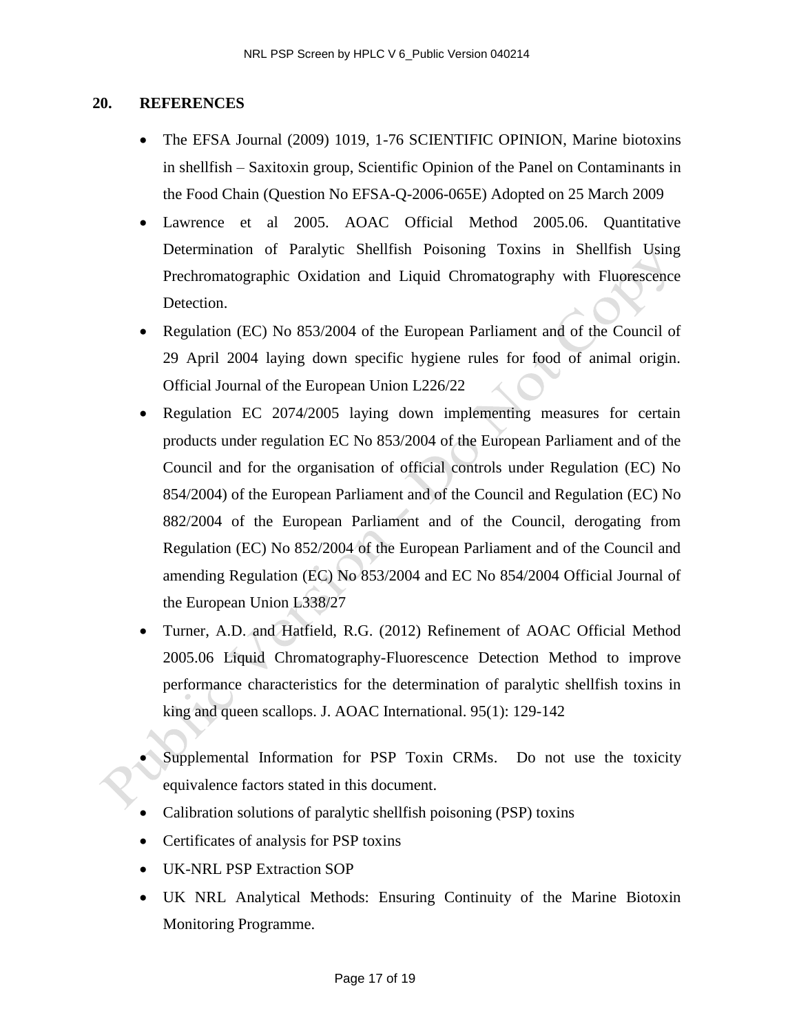## 20. REFERENCES

- The EFSA Journal (2009) 1019, 1-76 SCIENTIFIC OPINION, Marine biotoxins in shellfish – Saxitoxin group, Scientific Opinion of the Panel on Contaminants in the Food Chain (Question No EFSA-Q-2006-065E) Adopted on 25 March 2009
- Lawrence et al 2005. AOAC Official Method 2005.06. Quantitative Determination of Paralytic Shellfish Poisoning Toxins in Shellfish Using Prechromatographic Oxidation and Liquid Chromatography with Fluorescence Detection.
- Regulation (EC) No 853/2004 of the European Parliament and of the Council of 29 April 2004 laying down specific hygiene rules for food of animal origin. Official Journal of the European Union L226/22
- Regulation EC 2074/2005 laying down implementing measures for certain products under regulation EC No 853/2004 of the European Parliament and of the Council and for the organisation of official controls under Regulation (EC) No 854/2004) of the European Parliament and of the Council and Regulation (EC) No 882/2004 of the European Parliament and of the Council, derogating from Regulation (EC) No 852/2004 of the European Parliament and of the Council and amending Regulation (EC) No 853/2004 and EC No 854/2004 Official Journal of the European Union L338/27
- Turner, A.D. and Hatfield, R.G. (2012) Refinement of AOAC Official Method 2005.06 Liquid Chromatography-Fluorescence Detection Method to improve performance characteristics for the determination of paralytic shellfish toxins in king and queen scallops. J. AOAC International. 95(1): 129-142
- Supplemental Information for PSP Toxin CRMs. Do not use the toxicity equivalence factors stated in this document.
- Calibration solutions of paralytic shellfish poisoning (PSP) toxins
- Certificates of analysis for PSP toxins
- UK-NRL PSP Extraction SOP
- UK NRL Analytical Methods: Ensuring Continuity of the Marine Biotoxin Monitoring Programme.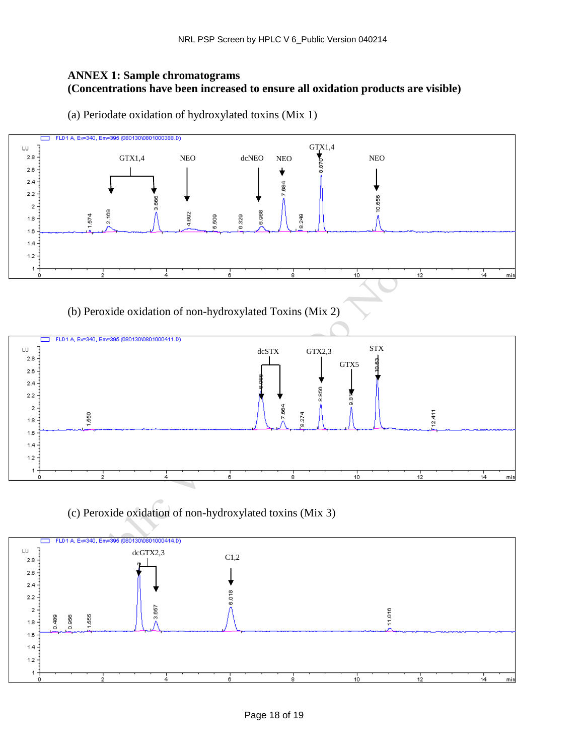**ANNEX 1: Sample chromatograms**
**(Concentrations have been increased to ensure all oxidation products are visible)**

(a) Periodate oxidation of hydroxylated toxins (Mix 1)

(b) Peroxide oxidation of non-hydroxylated Toxins (Mix 2)

(c) Peroxide oxidation of non-hydroxylated toxins (Mix 3)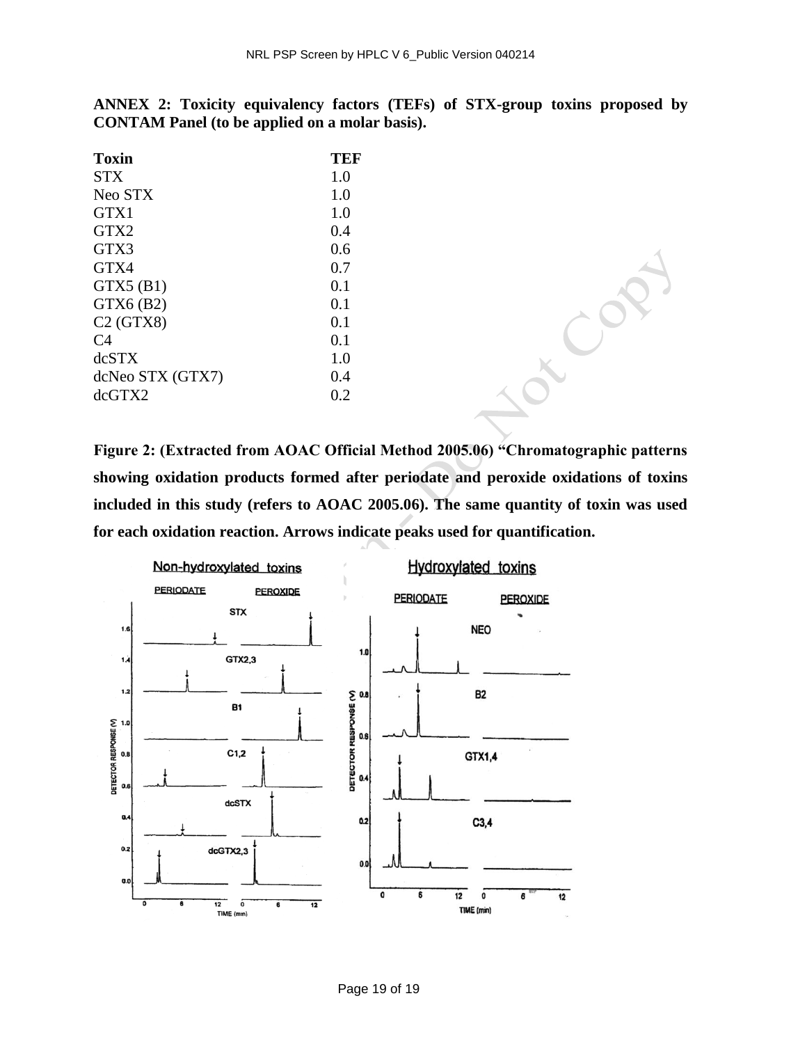**ANNEX 2: Toxicity equivalency factors (TEFs) of STX-group toxins proposed by CONTAM Panel (to be applied on a molar basis).**

| Toxin | TEF |
|---|---|
| STX | 1.0 |
| Neo STX | 1.0 |
| GTX1 | 1.0 |
| GTX2 | 0.4 |
| GTX3 | 0.6 |
| GTX4 | 0.7 |
| GTX5 (B1) | 0.1 |
| GTX6 (B2) | 0.1 |
| C2 (GTX8) | 0.1 |
| C4 | 0.1 |
| dcSTX | 1.0 |
| dcNeo STX (GTX7) | 0.4 |
| dcGTX2 | 0.2 |

**Figure 2: (Extracted from AOAC Official Method 2005.06) "Chromatographic patterns showing oxidation products formed after periodate and peroxide oxidations of toxins included in this study (refers to AOAC 2005.06). The same quantity of toxin was used for each oxidation reaction. Arrows indicate peaks used for quantification.**

Non-hydroxylated toxins

PERIODATE PEROXIDE

STX

GTX2,3

B1

C1,2

dcSTX

dcGTX2,3

DETECTOR RESPONSE (V)

0.0 0.2 0.4 0.6 0.8 1.0 1.2 1.4 1.6

0 6 12 0 6 12

TIME (min)

Hydroxylated toxins

PERIODATE PEROXIDE

NEO

B2

GTX1,4

C3,4

DETECTOR RESPONSE (V)

0.0 0.2 0.4 0.6 0.8 1.0

0 6 12 0 6 12

TIME (min)